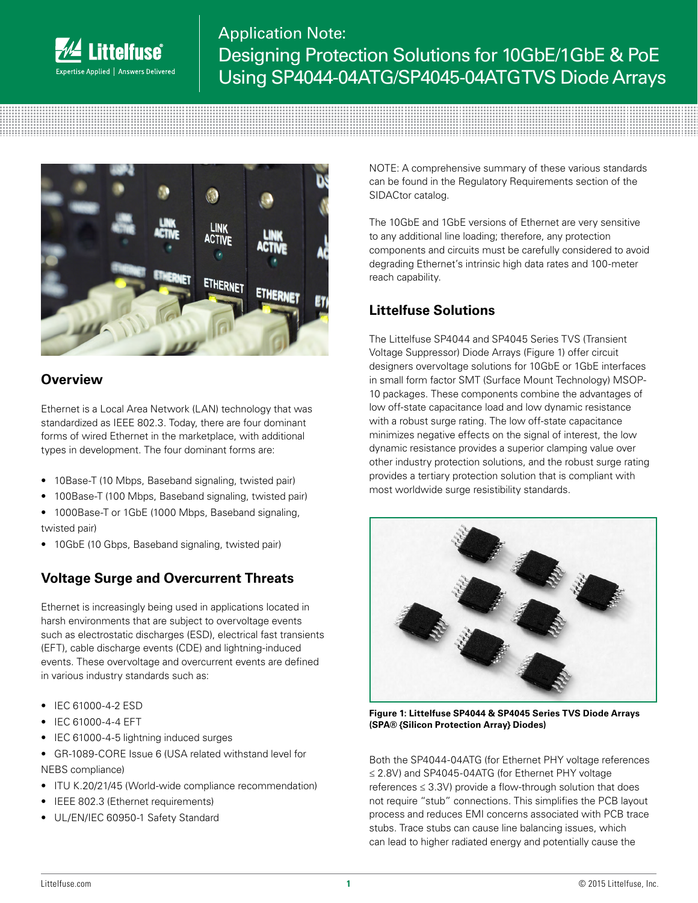# Application Note: Designing Protection Solutions for 10GbE/1GbE & PoE Using SP4044-04ATG/SP4045-04ATG TVS Diode Arrays

## Overview

Ethernet is a Local Area Network (LAN) technology that was standardized as IEEE 802.3. Today, there are four dominant forms of wired Ethernet in the marketplace, with additional types in development. The four dominant forms are:

- 10Base-T (10 Mbps, Baseband signaling, twisted pair)
- 100Base-T (100 Mbps, Baseband signaling, twisted pair)
- 1000Base-T or 1GbE (1000 Mbps, Baseband signaling, twisted pair)
- 10GbE (10 Gbps, Baseband signaling, twisted pair)

## Voltage Surge and Overcurrent Threats

Ethernet is increasingly being used in applications located in harsh environments that are subject to overvoltage events such as electrostatic discharges (ESD), electrical fast transients (EFT), cable discharge events (CDE) and lightning-induced events. These overvoltage and overcurrent events are defined in various industry standards such as:

- IEC 61000-4-2 ESD
- IEC 61000-4-4 EFT
- IEC 61000-4-5 lightning induced surges
- GR-1089-CORE Issue 6 (USA related withstand level for NEBS compliance)
- ITU K.20/21/45 (World-wide compliance recommendation)
- IEEE 802.3 (Ethernet requirements)
- UL/EN/IEC 60950-1 Safety Standard

NOTE: A comprehensive summary of these various standards can be found in the Regulatory Requirements section of the SIDACtor catalog.

The 10GbE and 1GbE versions of Ethernet are very sensitive to any additional line loading; therefore, any protection components and circuits must be carefully considered to avoid degrading Ethernet's intrinsic high data rates and 100-meter reach capability.

## Littelfuse Solutions

The Littelfuse SP4044 and SP4045 Series TVS (Transient Voltage Suppressor) Diode Arrays (Figure 1) offer circuit designers overvoltage solutions for 10GbE or 1GbE interfaces in small form factor SMT (Surface Mount Technology) MSOP-10 packages. These components combine the advantages of low off-state capacitance load and low dynamic resistance with a robust surge rating. The low off-state capacitance minimizes negative effects on the signal of interest, the low dynamic resistance provides a superior clamping value over other industry protection solutions, and the robust surge rating provides a tertiary protection solution that is compliant with most worldwide surge resistibility standards.

**Figure 1: Littelfuse SP4044 & SP4045 Series TVS Diode Arrays (SPA® {Silicon Protection Array} Diodes)**

Both the SP4044-04ATG (for Ethernet PHY voltage references ≤ 2.8V) and SP4045-04ATG (for Ethernet PHY voltage references ≤ 3.3V) provide a flow-through solution that does not require "stub" connections. This simplifies the PCB layout process and reduces EMI concerns associated with PCB trace stubs. Trace stubs can cause line balancing issues, which can lead to higher radiated energy and potentially cause the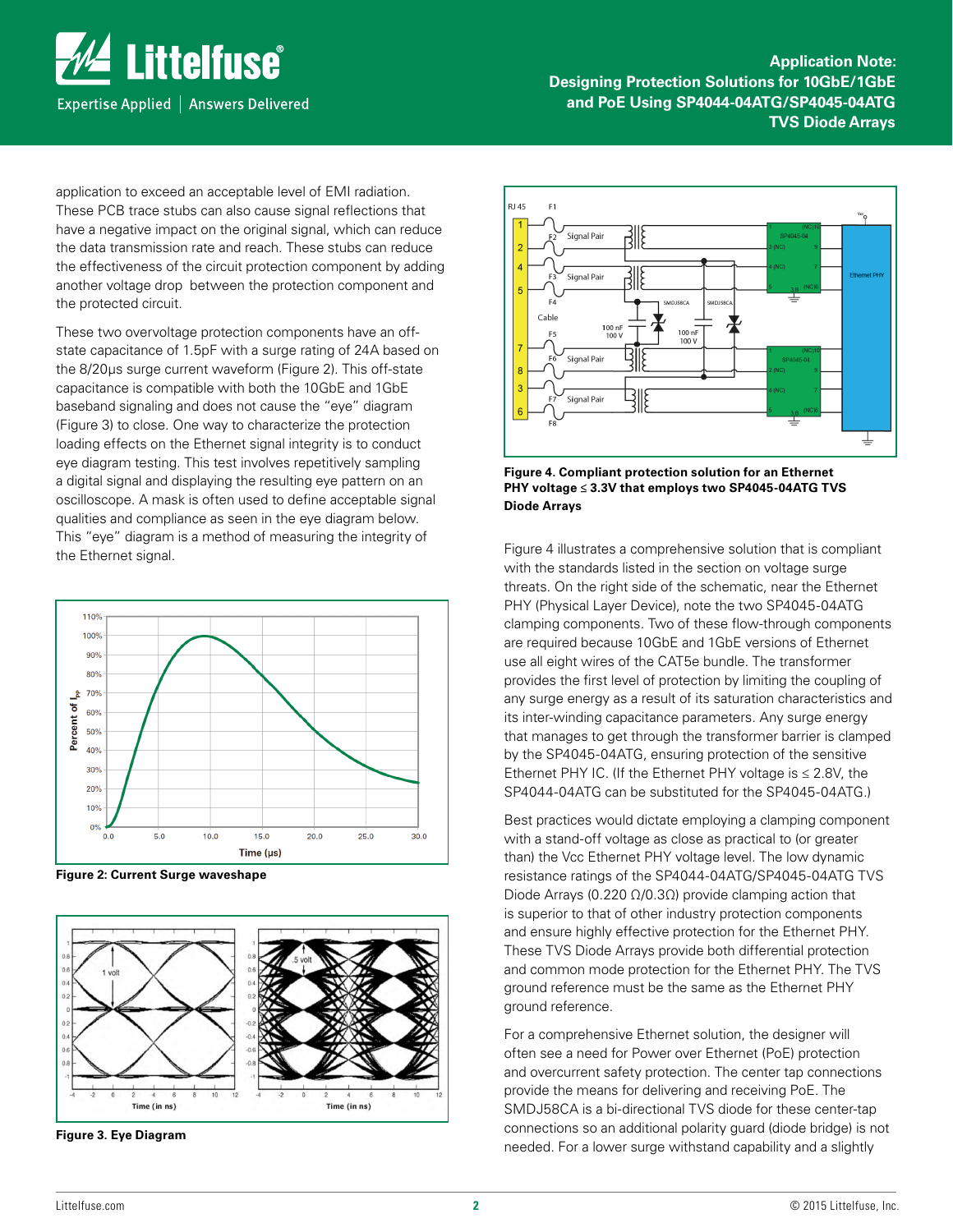application to exceed an acceptable level of EMI radiation. These PCB trace stubs can also cause signal reflections that have a negative impact on the original signal, which can reduce the data transmission rate and reach. These stubs can reduce the effectiveness of the circuit protection component by adding another voltage drop between the protection component and the protected circuit.

These two overvoltage protection components have an off-state capacitance of 1.5pF with a surge rating of 24A based on the 8/20μs surge current waveform (Figure 2). This off-state capacitance is compatible with both the 10GbE and 1GbE baseband signaling and does not cause the "eye" diagram (Figure 3) to close. One way to characterize the protection loading effects on the Ethernet signal integrity is to conduct eye diagram testing. This test involves repetitively sampling a digital signal and displaying the resulting eye pattern on an oscilloscope. A mask is often used to define acceptable signal qualities and compliance as seen in the eye diagram below. This "eye" diagram is a method of measuring the integrity of the Ethernet signal.

**Figure 2: Current Surge waveshape**

**Figure 3. Eye Diagram**

**Figure 4. Compliant protection solution for an Ethernet PHY voltage ≤ 3.3V that employs two SP4045-04ATG TVS Diode Arrays**

Figure 4 illustrates a comprehensive solution that is compliant with the standards listed in the section on voltage surge threats. On the right side of the schematic, near the Ethernet PHY (Physical Layer Device), note the two SP4045-04ATG clamping components. Two of these flow-through components are required because 10GbE and 1GbE versions of Ethernet use all eight wires of the CAT5e bundle. The transformer provides the first level of protection by limiting the coupling of any surge energy as a result of its saturation characteristics and its inter-winding capacitance parameters. Any surge energy that manages to get through the transformer barrier is clamped by the SP4045-04ATG, ensuring protection of the sensitive Ethernet PHY IC. (If the Ethernet PHY voltage is ≤ 2.8V, the SP4044-04ATG can be substituted for the SP4045-04ATG.)

Best practices would dictate employing a clamping component with a stand-off voltage as close as practical to (or greater than) the Vcc Ethernet PHY voltage level. The low dynamic resistance ratings of the SP4044-04ATG/SP4045-04ATG TVS Diode Arrays (0.220 Ω/0.3Ω) provide clamping action that is superior to that of other industry protection components and ensure highly effective protection for the Ethernet PHY. These TVS Diode Arrays provide both differential protection and common mode protection for the Ethernet PHY. The TVS ground reference must be the same as the Ethernet PHY ground reference.

For a comprehensive Ethernet solution, the designer will often see a need for Power over Ethernet (PoE) protection and overcurrent safety protection. The center tap connections provide the means for delivering and receiving PoE. The SMDJ58CA is a bi-directional TVS diode for these center-tap connections so an additional polarity guard (diode bridge) is not needed. For a lower surge withstand capability and a slightly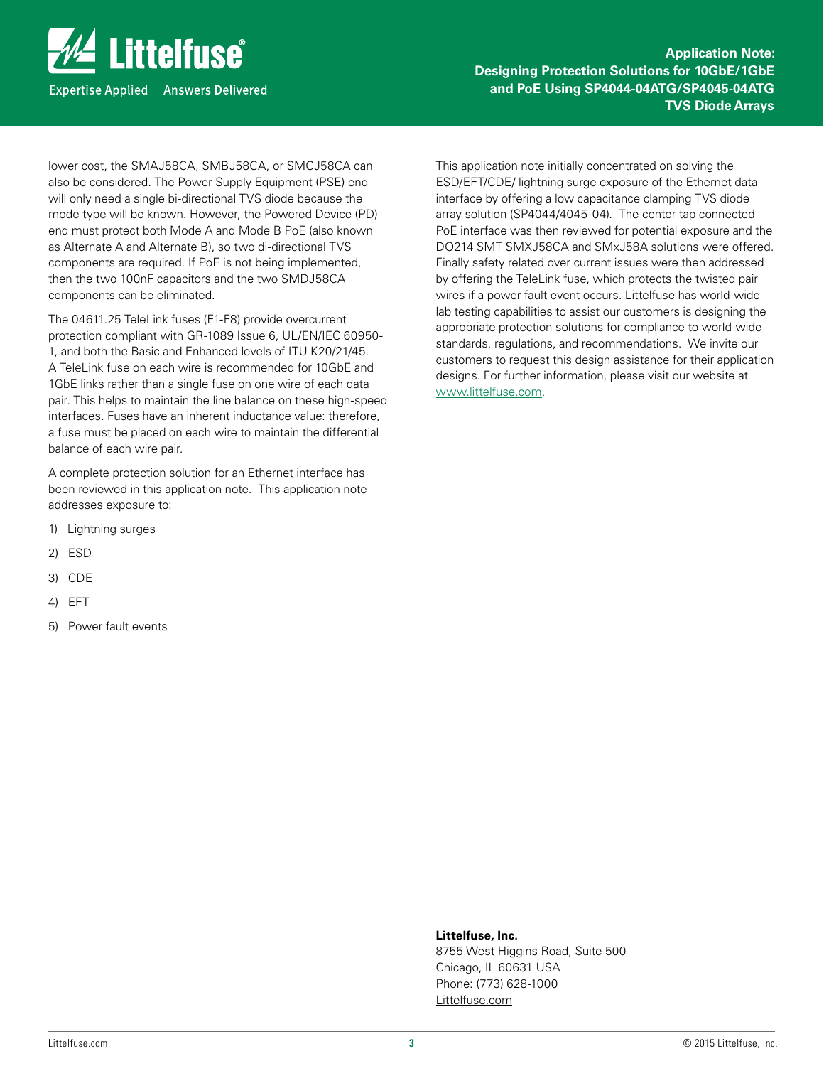lower cost, the SMAJ58CA, SMBJ58CA, or SMCJ58CA can also be considered. The Power Supply Equipment (PSE) end will only need a single bi-directional TVS diode because the mode type will be known. However, the Powered Device (PD) end must protect both Mode A and Mode B PoE (also known as Alternate A and Alternate B), so two di-directional TVS components are required. If PoE is not being implemented, then the two 100nF capacitors and the two SMDJ58CA components can be eliminated.

The 04611.25 TeleLink fuses (F1-F8) provide overcurrent protection compliant with GR-1089 Issue 6, UL/EN/IEC 60950-1, and both the Basic and Enhanced levels of ITU K20/21/45. A TeleLink fuse on each wire is recommended for 10GbE and 1GbE links rather than a single fuse on one wire of each data pair. This helps to maintain the line balance on these high-speed interfaces. Fuses have an inherent inductance value: therefore, a fuse must be placed on each wire to maintain the differential balance of each wire pair.

A complete protection solution for an Ethernet interface has been reviewed in this application note. This application note addresses exposure to:

1) Lightning surges
2) ESD
3) CDE
4) EFT
5) Power fault events

This application note initially concentrated on solving the ESD/EFT/CDE/ lightning surge exposure of the Ethernet data interface by offering a low capacitance clamping TVS diode array solution (SP4044/4045-04). The center tap connected PoE interface was then reviewed for potential exposure and the DO214 SMT SMXJ58CA and SMxJ58A solutions were offered. Finally safety related over current issues were then addressed by offering the TeleLink fuse, which protects the twisted pair wires if a power fault event occurs. Littelfuse has world-wide lab testing capabilities to assist our customers is designing the appropriate protection solutions for compliance to world-wide standards, regulations, and recommendations. We invite our customers to request this design assistance for their application designs. For further information, please visit our website at www.littelfuse.com.

**Littelfuse, Inc.**
8755 West Higgins Road, Suite 500
Chicago, IL 60631 USA
Phone: (773) 628-1000
Littelfuse.com